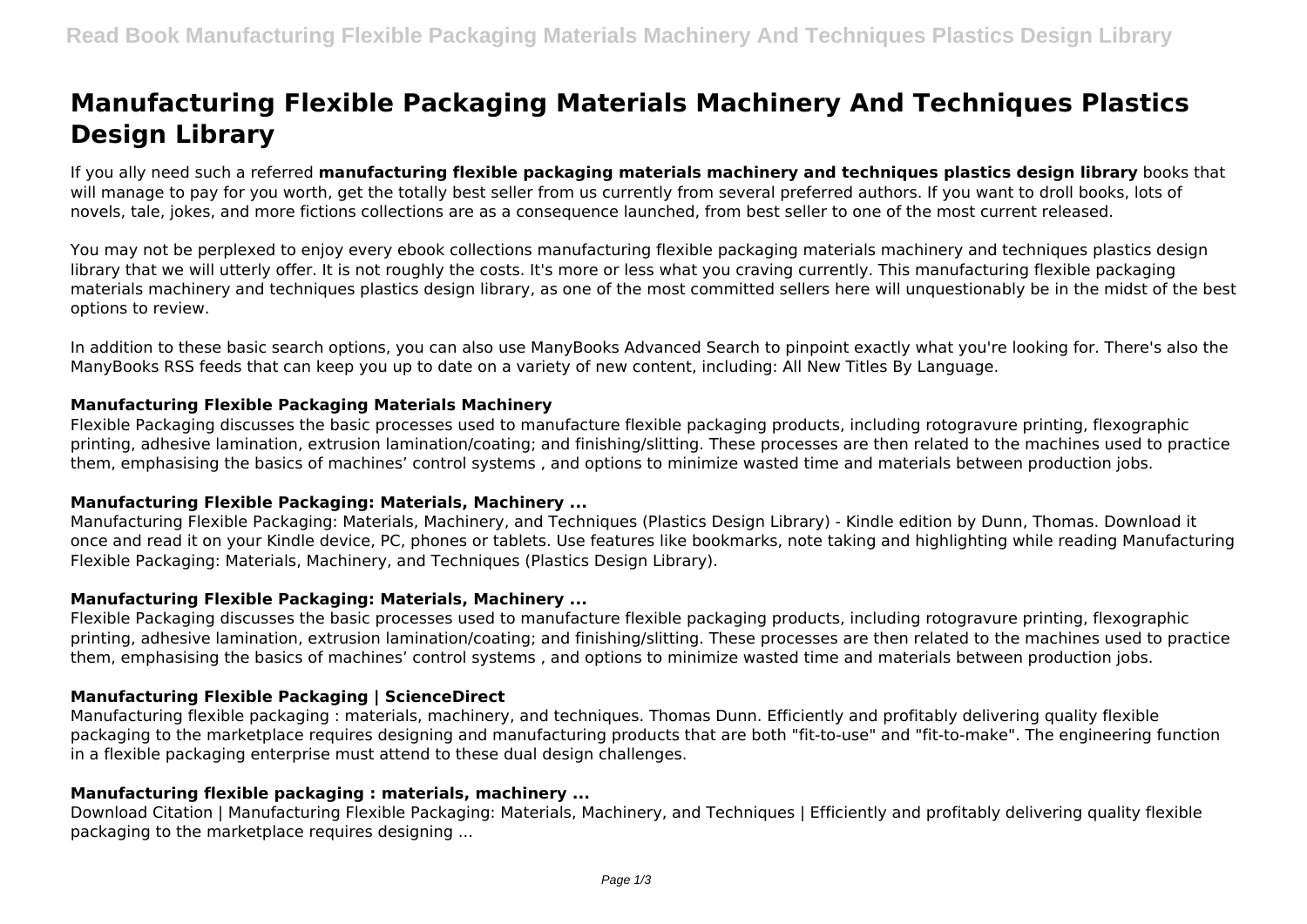# Manufacturing Flexible Packaging Materials Machinery And Techniques Plastics Design Library

If you ally need such a referred **manufacturing flexible packaging materials machinery and techniques plastics design library** books that will manage to pay for you worth, get the totally best seller from us currently from several preferred authors. If you want to droll books, lots of novels, tale, jokes, and more fictions collections are as a consequence launched, from best seller to one of the most current released.

You may not be perplexed to enjoy every ebook collections manufacturing flexible packaging materials machinery and techniques plastics design library that we will utterly offer. It is not roughly the costs. It's more or less what you craving currently. This manufacturing flexible packaging materials machinery and techniques plastics design library, as one of the most committed sellers here will unquestionably be in the midst of the best options to review.

In addition to these basic search options, you can also use ManyBooks Advanced Search to pinpoint exactly what you're looking for. There's also the ManyBooks RSS feeds that can keep you up to date on a variety of new content, including: All New Titles By Language.

### Manufacturing Flexible Packaging Materials Machinery

Flexible Packaging discusses the basic processes used to manufacture flexible packaging products, including rotogravure printing, flexographic printing, adhesive lamination, extrusion lamination/coating; and finishing/slitting. These processes are then related to the machines used to practice them, emphasising the basics of machines' control systems , and options to minimize wasted time and materials between production jobs.

### Manufacturing Flexible Packaging: Materials, Machinery ...

Manufacturing Flexible Packaging: Materials, Machinery, and Techniques (Plastics Design Library) - Kindle edition by Dunn, Thomas. Download it once and read it on your Kindle device, PC, phones or tablets. Use features like bookmarks, note taking and highlighting while reading Manufacturing Flexible Packaging: Materials, Machinery, and Techniques (Plastics Design Library).

### Manufacturing Flexible Packaging: Materials, Machinery ...

Flexible Packaging discusses the basic processes used to manufacture flexible packaging products, including rotogravure printing, flexographic printing, adhesive lamination, extrusion lamination/coating; and finishing/slitting. These processes are then related to the machines used to practice them, emphasising the basics of machines' control systems , and options to minimize wasted time and materials between production jobs.

### Manufacturing Flexible Packaging | ScienceDirect

Manufacturing flexible packaging : materials, machinery, and techniques. Thomas Dunn. Efficiently and profitably delivering quality flexible packaging to the marketplace requires designing and manufacturing products that are both "fit-to-use" and "fit-to-make". The engineering function in a flexible packaging enterprise must attend to these dual design challenges.

### Manufacturing flexible packaging : materials, machinery ...

Download Citation | Manufacturing Flexible Packaging: Materials, Machinery, and Techniques | Efficiently and profitably delivering quality flexible packaging to the marketplace requires designing ...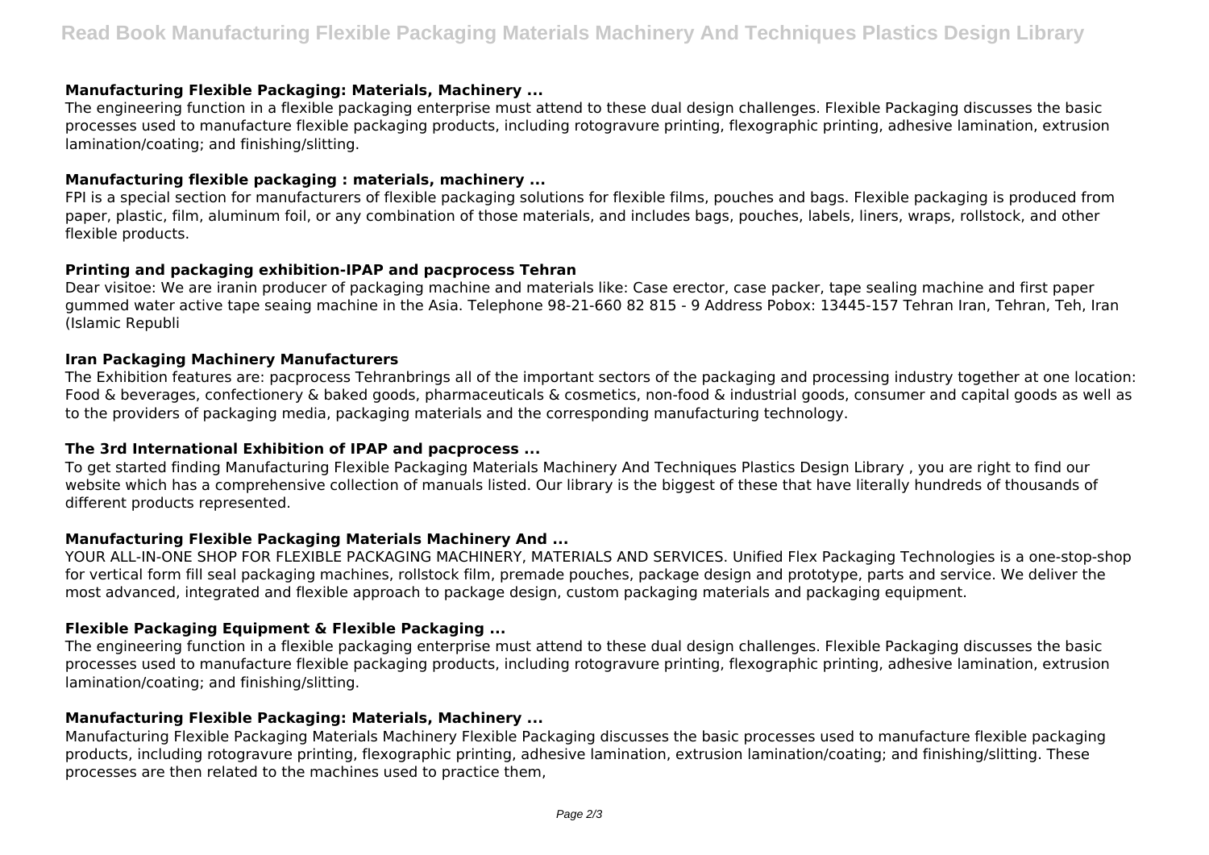### Manufacturing Flexible Packaging: Materials, Machinery ...

The engineering function in a flexible packaging enterprise must attend to these dual design challenges. Flexible Packaging discusses the basic processes used to manufacture flexible packaging products, including rotogravure printing, flexographic printing, adhesive lamination, extrusion lamination/coating; and finishing/slitting.

### Manufacturing flexible packaging : materials, machinery ...

FPI is a special section for manufacturers of flexible packaging solutions for flexible films, pouches and bags. Flexible packaging is produced from paper, plastic, film, aluminum foil, or any combination of those materials, and includes bags, pouches, labels, liners, wraps, rollstock, and other flexible products.

### Printing and packaging exhibition-IPAP and pacprocess Tehran

Dear visitoe: We are iranin producer of packaging machine and materials like: Case erector, case packer, tape sealing machine and first paper gummed water active tape seaing machine in the Asia. Telephone 98-21-660 82 815 - 9 Address Pobox: 13445-157 Tehran Iran, Tehran, Teh, Iran (Islamic Republi

### Iran Packaging Machinery Manufacturers

The Exhibition features are: pacprocess Tehranbrings all of the important sectors of the packaging and processing industry together at one location: Food & beverages, confectionery & baked goods, pharmaceuticals & cosmetics, non-food & industrial goods, consumer and capital goods as well as to the providers of packaging media, packaging materials and the corresponding manufacturing technology.

### The 3rd International Exhibition of IPAP and pacprocess ...

To get started finding Manufacturing Flexible Packaging Materials Machinery And Techniques Plastics Design Library , you are right to find our website which has a comprehensive collection of manuals listed. Our library is the biggest of these that have literally hundreds of thousands of different products represented.

### Manufacturing Flexible Packaging Materials Machinery And ...

YOUR ALL-IN-ONE SHOP FOR FLEXIBLE PACKAGING MACHINERY, MATERIALS AND SERVICES. Unified Flex Packaging Technologies is a one-stop-shop for vertical form fill seal packaging machines, rollstock film, premade pouches, package design and prototype, parts and service. We deliver the most advanced, integrated and flexible approach to package design, custom packaging materials and packaging equipment.

### Flexible Packaging Equipment & Flexible Packaging ...

The engineering function in a flexible packaging enterprise must attend to these dual design challenges. Flexible Packaging discusses the basic processes used to manufacture flexible packaging products, including rotogravure printing, flexographic printing, adhesive lamination, extrusion lamination/coating; and finishing/slitting.

### Manufacturing Flexible Packaging: Materials, Machinery ...

Manufacturing Flexible Packaging Materials Machinery Flexible Packaging discusses the basic processes used to manufacture flexible packaging products, including rotogravure printing, flexographic printing, adhesive lamination, extrusion lamination/coating; and finishing/slitting. These processes are then related to the machines used to practice them,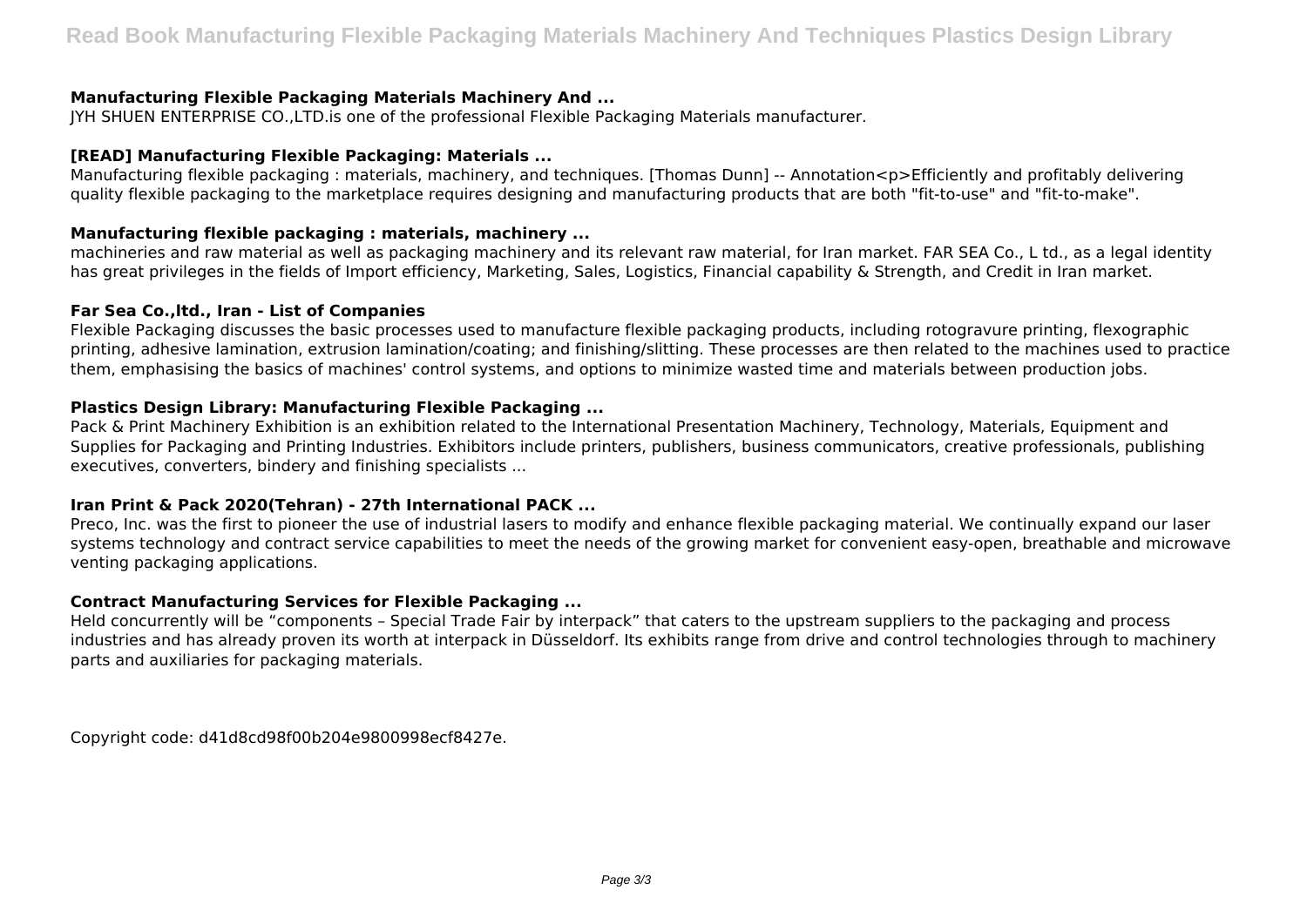**Manufacturing Flexible Packaging Materials Machinery And ...**

JYH SHUEN ENTERPRISE CO.,LTD.is one of the professional Flexible Packaging Materials manufacturer.

**[READ] Manufacturing Flexible Packaging: Materials ...**

Manufacturing flexible packaging : materials, machinery, and techniques. [Thomas Dunn] -- Annotation<p>Efficiently and profitably delivering quality flexible packaging to the marketplace requires designing and manufacturing products that are both "fit-to-use" and "fit-to-make".

**Manufacturing flexible packaging : materials, machinery ...**

machineries and raw material as well as packaging machinery and its relevant raw material, for Iran market. FAR SEA Co., L td., as a legal identity has great privileges in the fields of Import efficiency, Marketing, Sales, Logistics, Financial capability & Strength, and Credit in Iran market.

**Far Sea Co.,ltd., Iran - List of Companies**

Flexible Packaging discusses the basic processes used to manufacture flexible packaging products, including rotogravure printing, flexographic printing, adhesive lamination, extrusion lamination/coating; and finishing/slitting. These processes are then related to the machines used to practice them, emphasising the basics of machines' control systems, and options to minimize wasted time and materials between production jobs.

**Plastics Design Library: Manufacturing Flexible Packaging ...**

Pack & Print Machinery Exhibition is an exhibition related to the International Presentation Machinery, Technology, Materials, Equipment and Supplies for Packaging and Printing Industries. Exhibitors include printers, publishers, business communicators, creative professionals, publishing executives, converters, bindery and finishing specialists ...

**Iran Print & Pack 2020(Tehran) - 27th International PACK ...**

Preco, Inc. was the first to pioneer the use of industrial lasers to modify and enhance flexible packaging material. We continually expand our laser systems technology and contract service capabilities to meet the needs of the growing market for convenient easy-open, breathable and microwave venting packaging applications.

**Contract Manufacturing Services for Flexible Packaging ...**

Held concurrently will be “components – Special Trade Fair by interpack” that caters to the upstream suppliers to the packaging and process industries and has already proven its worth at interpack in Düsseldorf. Its exhibits range from drive and control technologies through to machinery parts and auxiliaries for packaging materials.

Copyright code: d41d8cd98f00b204e9800998ecf8427e.